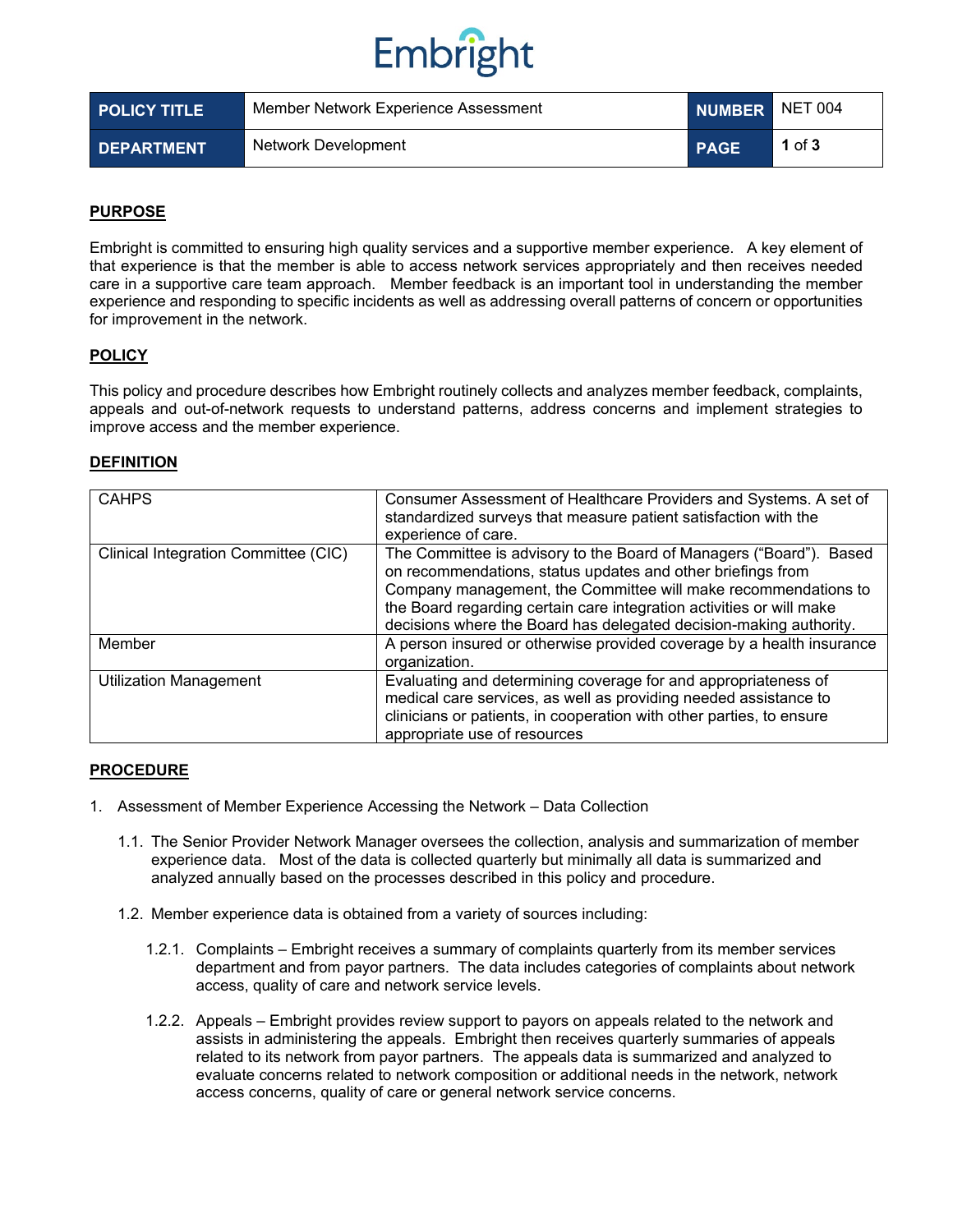# Embright

| POLICY TITLE | Member Network Experience Assessment | NUMBER | NET 004 |
|---|---|---|---|
| DEPARTMENT | Network Development | PAGE | 1 of 3 |

## PURPOSE

Embright is committed to ensuring high quality services and a supportive member experience. A key element of that experience is that the member is able to access network services appropriately and then receives needed care in a supportive care team approach. Member feedback is an important tool in understanding the member experience and responding to specific incidents as well as addressing overall patterns of concern or opportunities for improvement in the network.

## POLICY

This policy and procedure describes how Embright routinely collects and analyzes member feedback, complaints, appeals and out-of-network requests to understand patterns, address concerns and implement strategies to improve access and the member experience.

## DEFINITION

| Term | Definition |
|---|---|
| CAHPS | Consumer Assessment of Healthcare Providers and Systems. A set of standardized surveys that measure patient satisfaction with the experience of care. |
| Clinical Integration Committee (CIC) | The Committee is advisory to the Board of Managers ("Board"). Based on recommendations, status updates and other briefings from Company management, the Committee will make recommendations to the Board regarding certain care integration activities or will make decisions where the Board has delegated decision-making authority. |
| Member | A person insured or otherwise provided coverage by a health insurance organization. |
| Utilization Management | Evaluating and determining coverage for and appropriateness of medical care services, as well as providing needed assistance to clinicians or patients, in cooperation with other parties, to ensure appropriate use of resources |

## PROCEDURE

1. Assessment of Member Experience Accessing the Network – Data Collection

   1.1. The Senior Provider Network Manager oversees the collection, analysis and summarization of member experience data. Most of the data is collected quarterly but minimally all data is summarized and analyzed annually based on the processes described in this policy and procedure.

   1.2. Member experience data is obtained from a variety of sources including:

      1.2.1. Complaints – Embright receives a summary of complaints quarterly from its member services department and from payor partners. The data includes categories of complaints about network access, quality of care and network service levels.

      1.2.2. Appeals – Embright provides review support to payors on appeals related to the network and assists in administering the appeals. Embright then receives quarterly summaries of appeals related to its network from payor partners. The appeals data is summarized and analyzed to evaluate concerns related to network composition or additional needs in the network, network access concerns, quality of care or general network service concerns.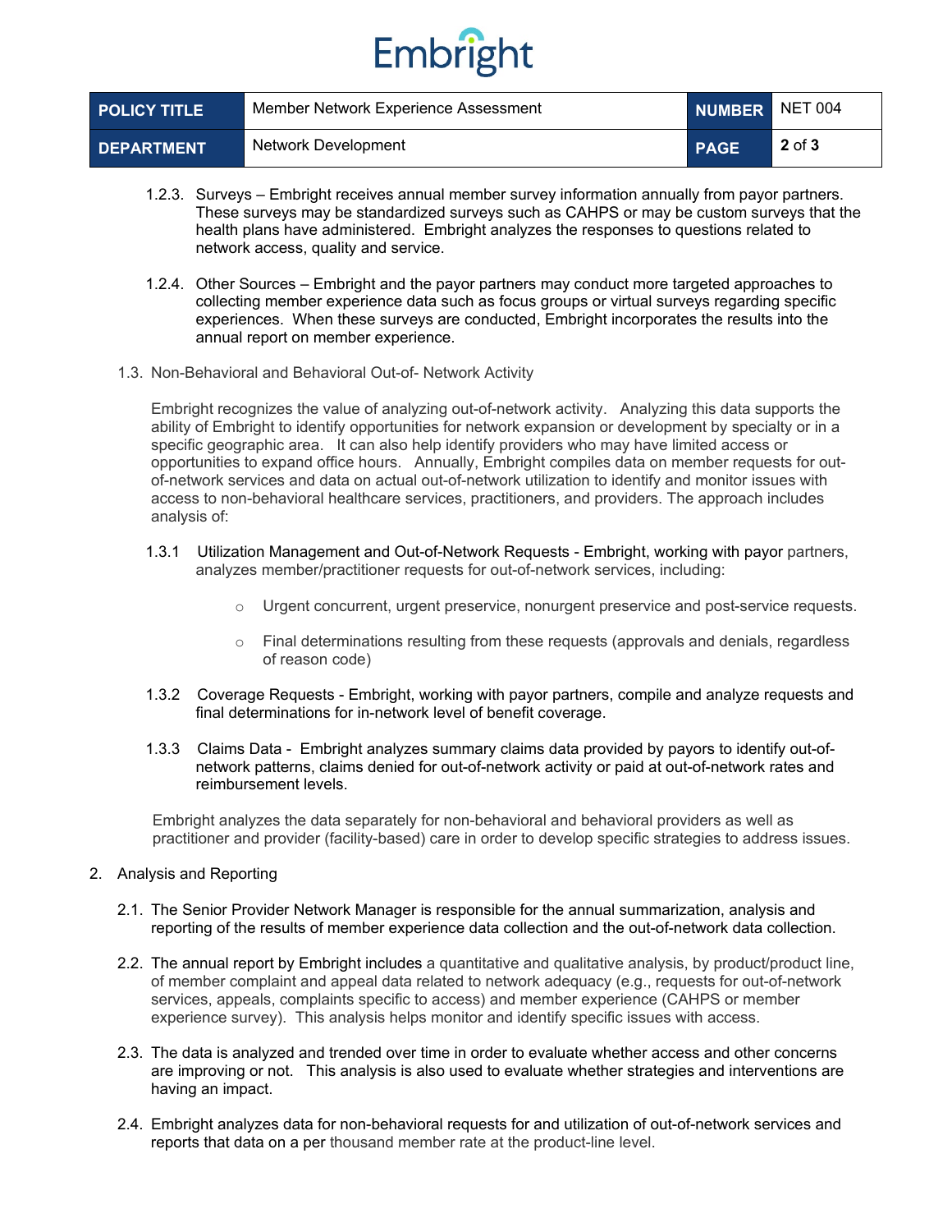1.2.3. Surveys – Embright receives annual member survey information annually from payor partners. These surveys may be standardized surveys such as CAHPS or may be custom surveys that the health plans have administered. Embright analyzes the responses to questions related to network access, quality and service.

1.2.4. Other Sources – Embright and the payor partners may conduct more targeted approaches to collecting member experience data such as focus groups or virtual surveys regarding specific experiences. When these surveys are conducted, Embright incorporates the results into the annual report on member experience.

1.3. Non-Behavioral and Behavioral Out-of- Network Activity

Embright recognizes the value of analyzing out-of-network activity. Analyzing this data supports the ability of Embright to identify opportunities for network expansion or development by specialty or in a specific geographic area. It can also help identify providers who may have limited access or opportunities to expand office hours. Annually, Embright compiles data on member requests for out-of-network services and data on actual out-of-network utilization to identify and monitor issues with access to non-behavioral healthcare services, practitioners, and providers. The approach includes analysis of:

1.3.1 Utilization Management and Out-of-Network Requests - Embright, working with payor partners, analyzes member/practitioner requests for out-of-network services, including:

- Urgent concurrent, urgent preservice, nonurgent preservice and post-service requests.
- Final determinations resulting from these requests (approvals and denials, regardless of reason code)

1.3.2 Coverage Requests - Embright, working with payor partners, compile and analyze requests and final determinations for in-network level of benefit coverage.

1.3.3 Claims Data - Embright analyzes summary claims data provided by payors to identify out-of-network patterns, claims denied for out-of-network activity or paid at out-of-network rates and reimbursement levels.

Embright analyzes the data separately for non-behavioral and behavioral providers as well as practitioner and provider (facility-based) care in order to develop specific strategies to address issues.

2. Analysis and Reporting

2.1. The Senior Provider Network Manager is responsible for the annual summarization, analysis and reporting of the results of member experience data collection and the out-of-network data collection.

2.2. The annual report by Embright includes a quantitative and qualitative analysis, by product/product line, of member complaint and appeal data related to network adequacy (e.g., requests for out-of-network services, appeals, complaints specific to access) and member experience (CAHPS or member experience survey). This analysis helps monitor and identify specific issues with access.

2.3. The data is analyzed and trended over time in order to evaluate whether access and other concerns are improving or not. This analysis is also used to evaluate whether strategies and interventions are having an impact.

2.4. Embright analyzes data for non-behavioral requests for and utilization of out-of-network services and reports that data on a per thousand member rate at the product-line level.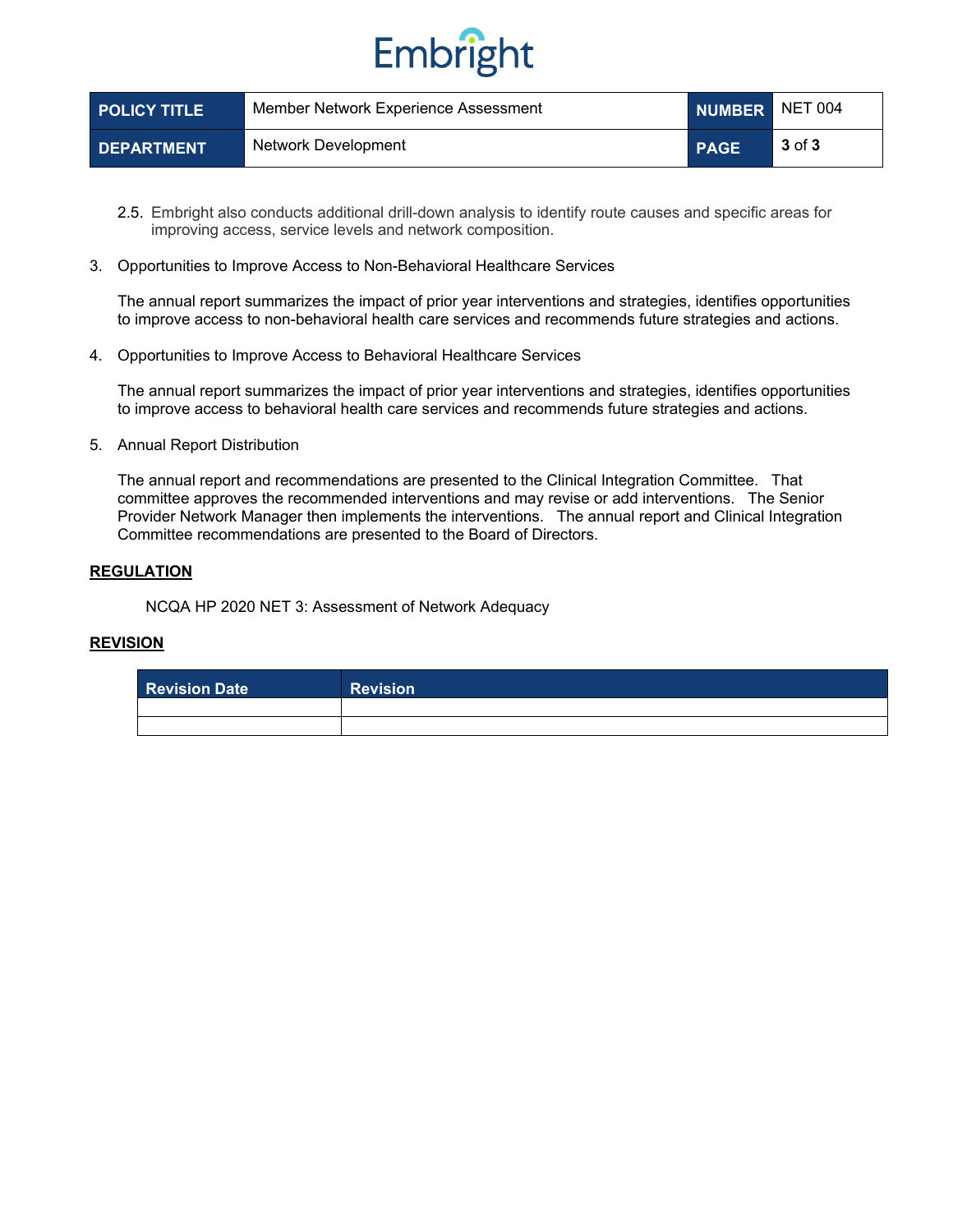2.5. Embright also conducts additional drill-down analysis to identify route causes and specific areas for improving access, service levels and network composition.

3. Opportunities to Improve Access to Non-Behavioral Healthcare Services

   The annual report summarizes the impact of prior year interventions and strategies, identifies opportunities to improve access to non-behavioral health care services and recommends future strategies and actions.

4. Opportunities to Improve Access to Behavioral Healthcare Services

   The annual report summarizes the impact of prior year interventions and strategies, identifies opportunities to improve access to behavioral health care services and recommends future strategies and actions.

5. Annual Report Distribution

   The annual report and recommendations are presented to the Clinical Integration Committee. That committee approves the recommended interventions and may revise or add interventions. The Senior Provider Network Manager then implements the interventions. The annual report and Clinical Integration Committee recommendations are presented to the Board of Directors.

## REGULATION

NCQA HP 2020 NET 3: Assessment of Network Adequacy

## REVISION

| Revision Date | Revision |
|---|---|
| | |
| | |